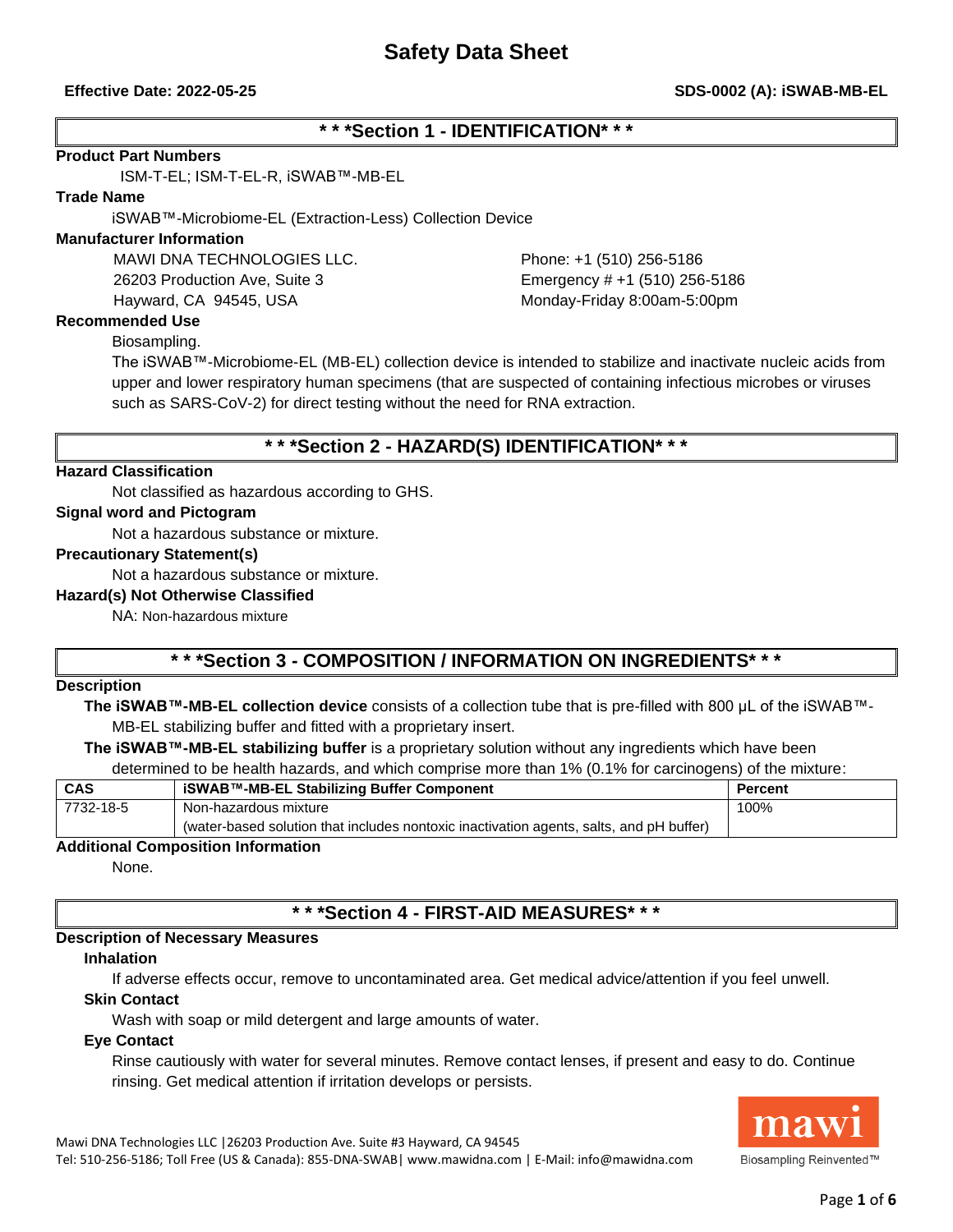# Safety Data Sheet

**Effective Date: 2022-05-25** **SDS-0002 (A): iSWAB-MB-EL**

## * * *Section 1 - IDENTIFICATION* * *

**Product Part Numbers**

ISM-T-EL; ISM-T-EL-R, iSWAB™-MB-EL

**Trade Name**

iSWAB™-Microbiome-EL (Extraction-Less) Collection Device

**Manufacturer Information**

MAWI DNA TECHNOLOGIES LLC.
26203 Production Ave, Suite 3
Hayward, CA 94545, USA

Phone: +1 (510) 256-5186
Emergency # +1 (510) 256-5186
Monday-Friday 8:00am-5:00pm

**Recommended Use**

Biosampling.

The iSWAB™-Microbiome-EL (MB-EL) collection device is intended to stabilize and inactivate nucleic acids from upper and lower respiratory human specimens (that are suspected of containing infectious microbes or viruses such as SARS-CoV-2) for direct testing without the need for RNA extraction.

## * * *Section 2 - HAZARD(S) IDENTIFICATION* * *

**Hazard Classification**

Not classified as hazardous according to GHS.

**Signal word and Pictogram**

Not a hazardous substance or mixture.

**Precautionary Statement(s)**

Not a hazardous substance or mixture.

**Hazard(s) Not Otherwise Classified**

NA: Non-hazardous mixture

## * * *Section 3 - COMPOSITION / INFORMATION ON INGREDIENTS* * *

**Description**

**The iSWAB™-MB-EL collection device** consists of a collection tube that is pre-filled with 800 µL of the iSWAB™-MB-EL stabilizing buffer and fitted with a proprietary insert.

**The iSWAB™-MB-EL stabilizing buffer** is a proprietary solution without any ingredients which have been determined to be health hazards, and which comprise more than 1% (0.1% for carcinogens) of the mixture:

| CAS | iSWAB™-MB-EL Stabilizing Buffer Component | Percent |
|---|---|---|
| 7732-18-5 | Non-hazardous mixture<br>(water-based solution that includes nontoxic inactivation agents, salts, and pH buffer) | 100% |

**Additional Composition Information**

None.

## * * *Section 4 - FIRST-AID MEASURES* * *

**Description of Necessary Measures**

**Inhalation**

If adverse effects occur, remove to uncontaminated area. Get medical advice/attention if you feel unwell.

**Skin Contact**

Wash with soap or mild detergent and large amounts of water.

**Eye Contact**

Rinse cautiously with water for several minutes. Remove contact lenses, if present and easy to do. Continue rinsing. Get medical attention if irritation develops or persists.

Mawi DNA Technologies LLC |26203 Production Ave. Suite #3 Hayward, CA 94545
Tel: 510-256-5186; Toll Free (US & Canada): 855-DNA-SWAB| www.mawidna.com | E-Mail: info@mawidna.com

mawi
Biosampling Reinvented™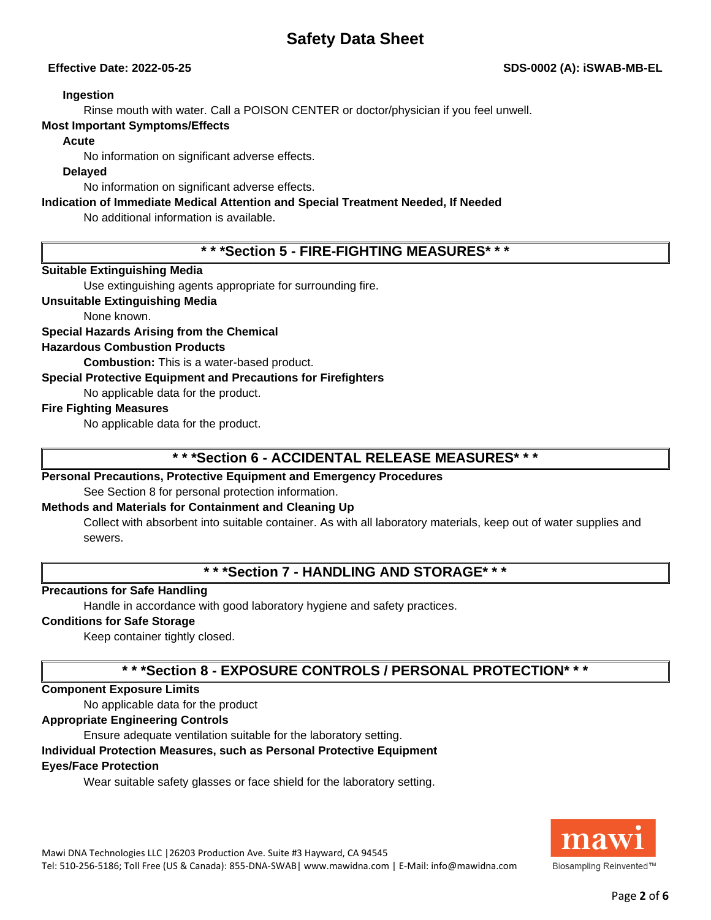### Ingestion

Rinse mouth with water. Call a POISON CENTER or doctor/physician if you feel unwell.

### Most Important Symptoms/Effects

**Acute**

No information on significant adverse effects.

**Delayed**

No information on significant adverse effects.

### Indication of Immediate Medical Attention and Special Treatment Needed, If Needed

No additional information is available.

## * * *Section 5 - FIRE-FIGHTING MEASURES* * *

**Suitable Extinguishing Media**

Use extinguishing agents appropriate for surrounding fire.

**Unsuitable Extinguishing Media**

None known.

**Special Hazards Arising from the Chemical**

**Hazardous Combustion Products**

**Combustion:** This is a water-based product.

**Special Protective Equipment and Precautions for Firefighters**

No applicable data for the product.

**Fire Fighting Measures**

No applicable data for the product.

## * * *Section 6 - ACCIDENTAL RELEASE MEASURES* * *

**Personal Precautions, Protective Equipment and Emergency Procedures**

See Section 8 for personal protection information.

**Methods and Materials for Containment and Cleaning Up**

Collect with absorbent into suitable container. As with all laboratory materials, keep out of water supplies and sewers.

## * * *Section 7 - HANDLING AND STORAGE* * *

**Precautions for Safe Handling**

Handle in accordance with good laboratory hygiene and safety practices.

**Conditions for Safe Storage**

Keep container tightly closed.

## * * *Section 8 - EXPOSURE CONTROLS / PERSONAL PROTECTION* * *

**Component Exposure Limits**

No applicable data for the product

**Appropriate Engineering Controls**

Ensure adequate ventilation suitable for the laboratory setting.

**Individual Protection Measures, such as Personal Protective Equipment**

**Eyes/Face Protection**

Wear suitable safety glasses or face shield for the laboratory setting.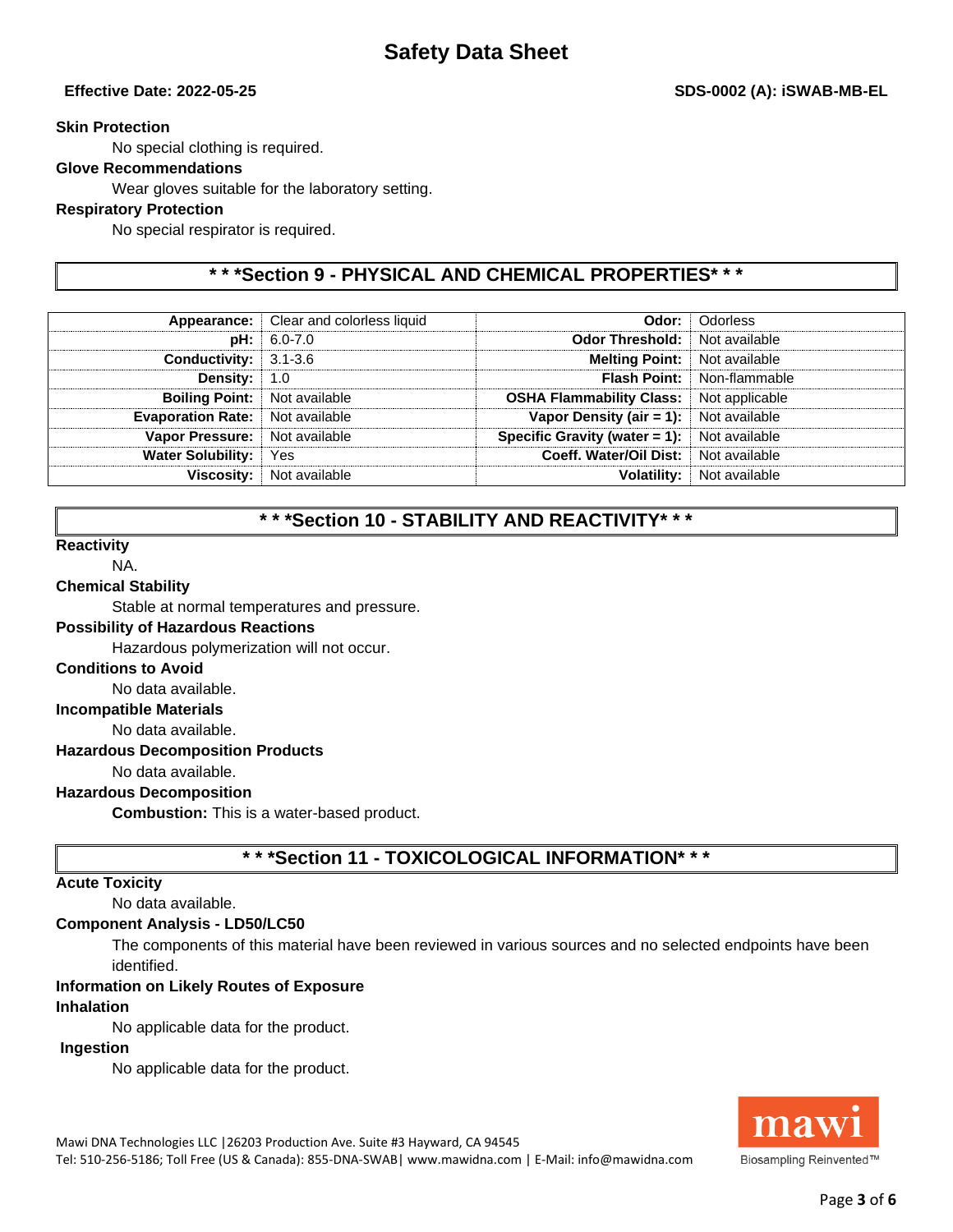**Skin Protection**

No special clothing is required.

**Glove Recommendations**

Wear gloves suitable for the laboratory setting.

**Respiratory Protection**

No special respirator is required.

## * * *Section 9 - PHYSICAL AND CHEMICAL PROPERTIES* * *

| | | | |
|---|---|---|---|
| **Appearance:** | Clear and colorless liquid | **Odor:** | Odorless |
| **pH:** | 6.0-7.0 | **Odor Threshold:** | Not available |
| **Conductivity:** | 3.1-3.6 | **Melting Point:** | Not available |
| **Density:** | 1.0 | **Flash Point:** | Non-flammable |
| **Boiling Point:** | Not available | **OSHA Flammability Class:** | Not applicable |
| **Evaporation Rate:** | Not available | **Vapor Density (air = 1):** | Not available |
| **Vapor Pressure:** | Not available | **Specific Gravity (water = 1):** | Not available |
| **Water Solubility:** | Yes | **Coeff. Water/Oil Dist:** | Not available |
| **Viscosity:** | Not available | **Volatility:** | Not available |

## * * *Section 10 - STABILITY AND REACTIVITY* * *

**Reactivity**

NA.

**Chemical Stability**

Stable at normal temperatures and pressure.

**Possibility of Hazardous Reactions**

Hazardous polymerization will not occur.

**Conditions to Avoid**

No data available.

**Incompatible Materials**

No data available.

**Hazardous Decomposition Products**

No data available.

**Hazardous Decomposition**

**Combustion:** This is a water-based product.

## * * *Section 11 - TOXICOLOGICAL INFORMATION* * *

**Acute Toxicity**

No data available.

**Component Analysis - LD50/LC50**

The components of this material have been reviewed in various sources and no selected endpoints have been identified.

**Information on Likely Routes of Exposure**

**Inhalation**

No applicable data for the product.

**Ingestion**

No applicable data for the product.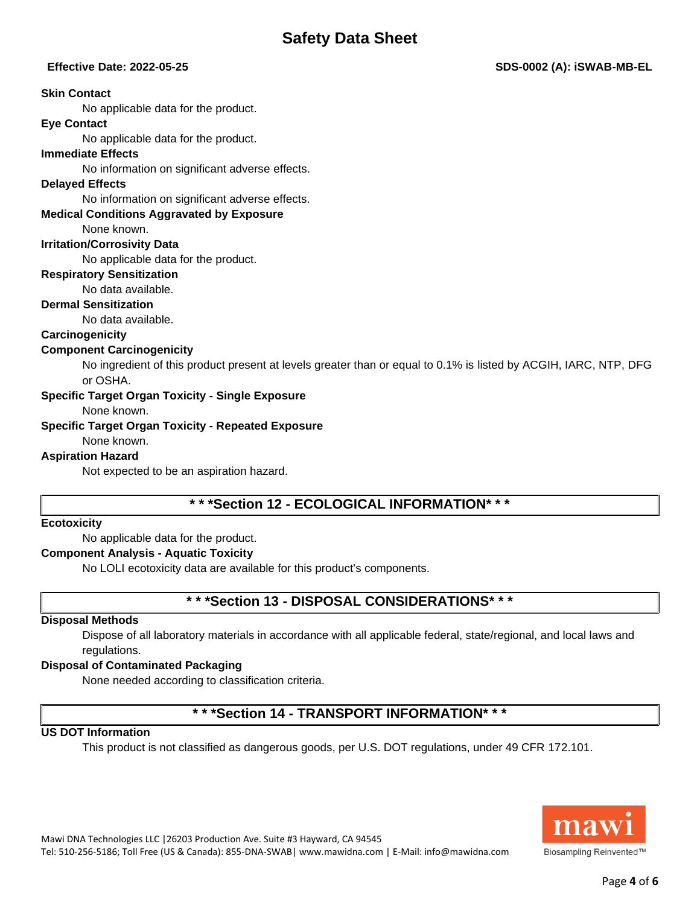**Skin Contact**

No applicable data for the product.

**Eye Contact**

No applicable data for the product.

**Immediate Effects**

No information on significant adverse effects.

**Delayed Effects**

No information on significant adverse effects.

**Medical Conditions Aggravated by Exposure**

None known.

**Irritation/Corrosivity Data**

No applicable data for the product.

**Respiratory Sensitization**

No data available.

**Dermal Sensitization**

No data available.

**Carcinogenicity**

**Component Carcinogenicity**

No ingredient of this product present at levels greater than or equal to 0.1% is listed by ACGIH, IARC, NTP, DFG or OSHA.

**Specific Target Organ Toxicity - Single Exposure**

None known.

**Specific Target Organ Toxicity - Repeated Exposure**

None known.

**Aspiration Hazard**

Not expected to be an aspiration hazard.

## * * *Section 12 - ECOLOGICAL INFORMATION* * *

**Ecotoxicity**

No applicable data for the product.

**Component Analysis - Aquatic Toxicity**

No LOLI ecotoxicity data are available for this product's components.

## * * *Section 13 - DISPOSAL CONSIDERATIONS* * *

**Disposal Methods**

Dispose of all laboratory materials in accordance with all applicable federal, state/regional, and local laws and regulations.

**Disposal of Contaminated Packaging**

None needed according to classification criteria.

## * * *Section 14 - TRANSPORT INFORMATION* * *

**US DOT Information**

This product is not classified as dangerous goods, per U.S. DOT regulations, under 49 CFR 172.101.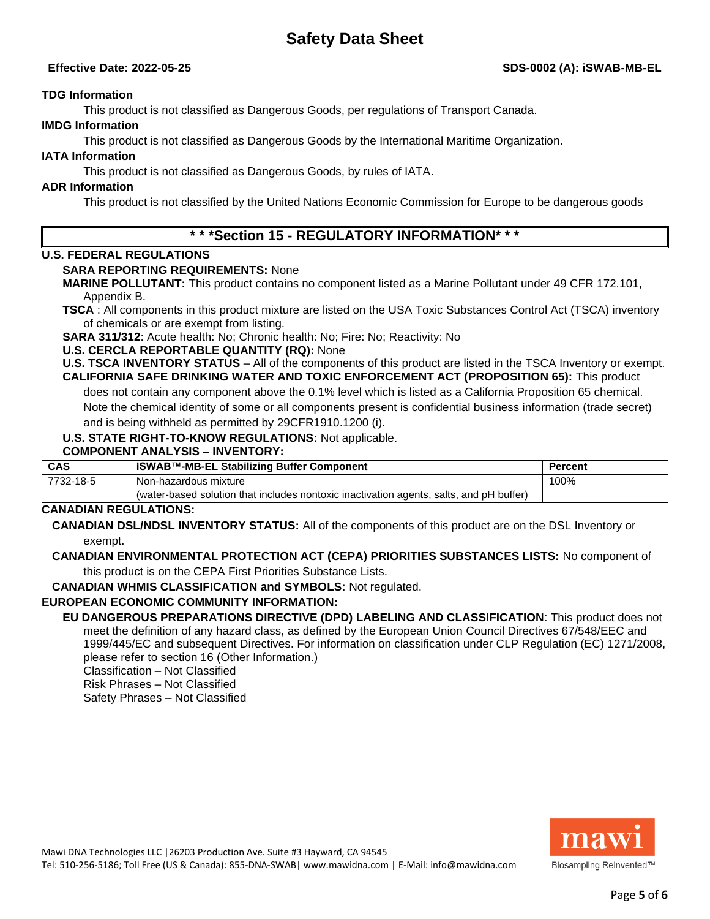**TDG Information**

This product is not classified as Dangerous Goods, per regulations of Transport Canada.

**IMDG Information**

This product is not classified as Dangerous Goods by the International Maritime Organization.

**IATA Information**

This product is not classified as Dangerous Goods, by rules of IATA.

**ADR Information**

This product is not classified by the United Nations Economic Commission for Europe to be dangerous goods

## * * *Section 15 - REGULATORY INFORMATION* * *

**U.S. FEDERAL REGULATIONS**

**SARA REPORTING REQUIREMENTS:** None

**MARINE POLLUTANT:** This product contains no component listed as a Marine Pollutant under 49 CFR 172.101, Appendix B.

**TSCA** : All components in this product mixture are listed on the USA Toxic Substances Control Act (TSCA) inventory of chemicals or are exempt from listing.

**SARA 311/312**: Acute health: No; Chronic health: No; Fire: No; Reactivity: No

**U.S. CERCLA REPORTABLE QUANTITY (RQ):** None

**U.S. TSCA INVENTORY STATUS** – All of the components of this product are listed in the TSCA Inventory or exempt.

**CALIFORNIA SAFE DRINKING WATER AND TOXIC ENFORCEMENT ACT (PROPOSITION 65):** This product does not contain any component above the 0.1% level which is listed as a California Proposition 65 chemical. Note the chemical identity of some or all components present is confidential business information (trade secret) and is being withheld as permitted by 29CFR1910.1200 (i).

**U.S. STATE RIGHT-TO-KNOW REGULATIONS:** Not applicable.

**COMPONENT ANALYSIS – INVENTORY:**

| CAS | iSWAB™-MB-EL Stabilizing Buffer Component | Percent |
|---|---|---|
| 7732-18-5 | Non-hazardous mixture<br>(water-based solution that includes nontoxic inactivation agents, salts, and pH buffer) | 100% |

**CANADIAN REGULATIONS:**

**CANADIAN DSL/NDSL INVENTORY STATUS:** All of the components of this product are on the DSL Inventory or exempt.

**CANADIAN ENVIRONMENTAL PROTECTION ACT (CEPA) PRIORITIES SUBSTANCES LISTS:** No component of this product is on the CEPA First Priorities Substance Lists.

**CANADIAN WHMIS CLASSIFICATION and SYMBOLS:** Not regulated.

**EUROPEAN ECONOMIC COMMUNITY INFORMATION:**

**EU DANGEROUS PREPARATIONS DIRECTIVE (DPD) LABELING AND CLASSIFICATION**: This product does not meet the definition of any hazard class, as defined by the European Union Council Directives 67/548/EEC and 1999/445/EC and subsequent Directives. For information on classification under CLP Regulation (EC) 1271/2008, please refer to section 16 (Other Information.)

Classification – Not Classified

Risk Phrases – Not Classified

Safety Phrases – Not Classified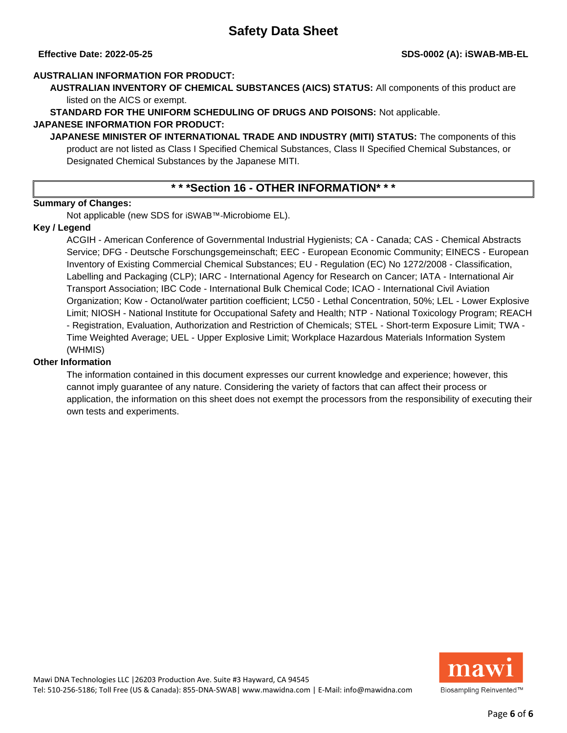**AUSTRALIAN INFORMATION FOR PRODUCT:**

**AUSTRALIAN INVENTORY OF CHEMICAL SUBSTANCES (AICS) STATUS:** All components of this product are listed on the AICS or exempt.

**STANDARD FOR THE UNIFORM SCHEDULING OF DRUGS AND POISONS:** Not applicable.

**JAPANESE INFORMATION FOR PRODUCT:**

**JAPANESE MINISTER OF INTERNATIONAL TRADE AND INDUSTRY (MITI) STATUS:** The components of this product are not listed as Class I Specified Chemical Substances, Class II Specified Chemical Substances, or Designated Chemical Substances by the Japanese MITI.

## * * *Section 16 - OTHER INFORMATION* * *

**Summary of Changes:**

Not applicable (new SDS for iSWAB™-Microbiome EL).

**Key / Legend**

ACGIH - American Conference of Governmental Industrial Hygienists; CA - Canada; CAS - Chemical Abstracts Service; DFG - Deutsche Forschungsgemeinschaft; EEC - European Economic Community; EINECS - European Inventory of Existing Commercial Chemical Substances; EU - Regulation (EC) No 1272/2008 - Classification, Labelling and Packaging (CLP); IARC - International Agency for Research on Cancer; IATA - International Air Transport Association; IBC Code - International Bulk Chemical Code; ICAO - International Civil Aviation Organization; Kow - Octanol/water partition coefficient; LC50 - Lethal Concentration, 50%; LEL - Lower Explosive Limit; NIOSH - National Institute for Occupational Safety and Health; NTP - National Toxicology Program; REACH - Registration, Evaluation, Authorization and Restriction of Chemicals; STEL - Short-term Exposure Limit; TWA - Time Weighted Average; UEL - Upper Explosive Limit; Workplace Hazardous Materials Information System (WHMIS)

**Other Information**

The information contained in this document expresses our current knowledge and experience; however, this cannot imply guarantee of any nature. Considering the variety of factors that can affect their process or application, the information on this sheet does not exempt the processors from the responsibility of executing their own tests and experiments.